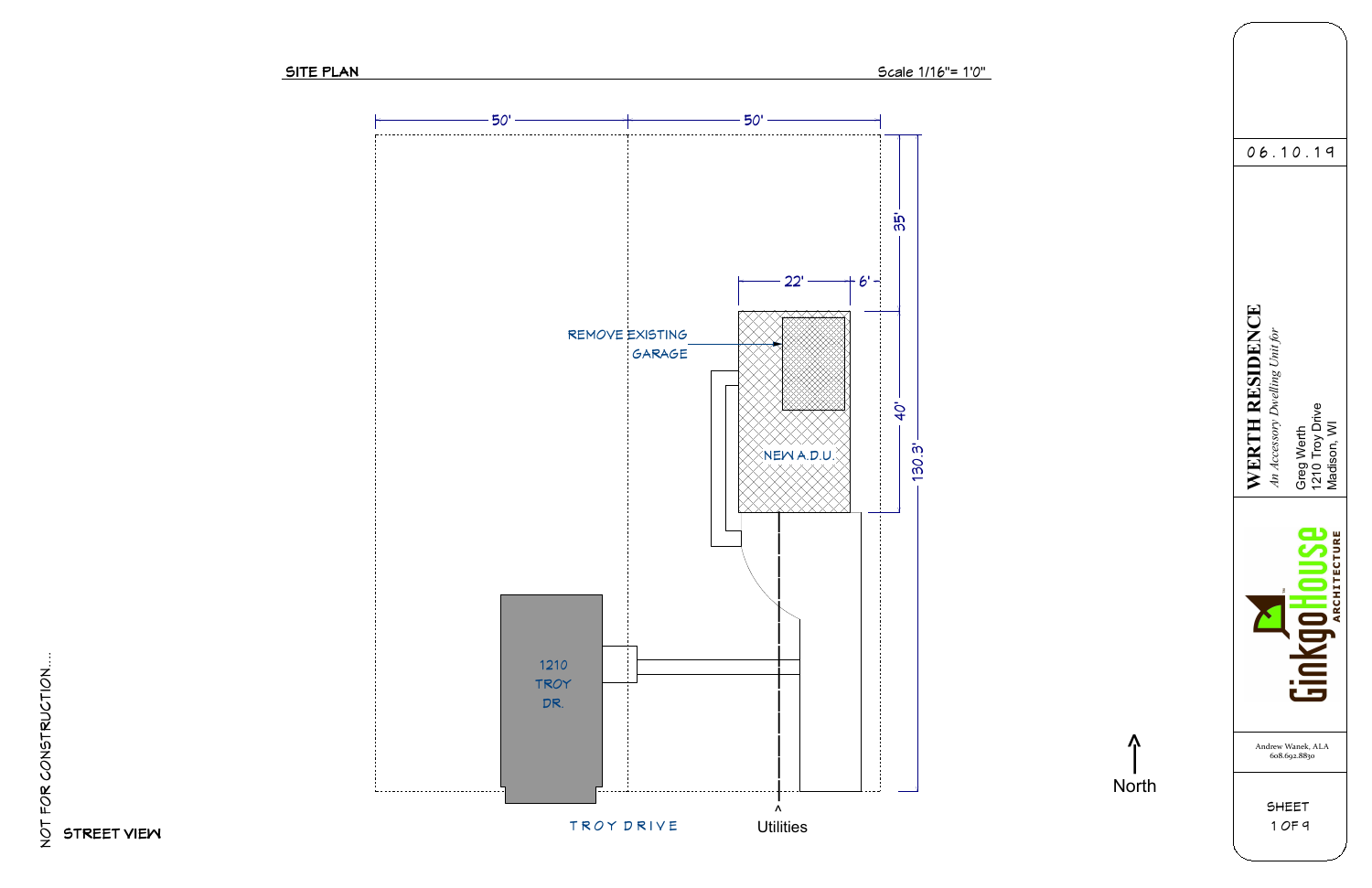## SITE PLAN

Scale 1/16"= 1'0"

50' | 50'

22' | 6'

35'

40'

130.3'

REMOVE EXISTING GARAGE

NEW A.D.U.

1210 TROY DR.

TROY DRIVE

Utilities

North

STREET VIEW

NOT FOR CONSTRUCTION...

06.10.19

**WERTH RESIDENCE**

*An Accessory Dwelling Unit for*

Greg Werth
1210 Troy Drive
Madison, WI

GinkgoHouse ARCHITECTURE

Andrew Wanek, ALA
608.692.8830

SHEET
1 OF 9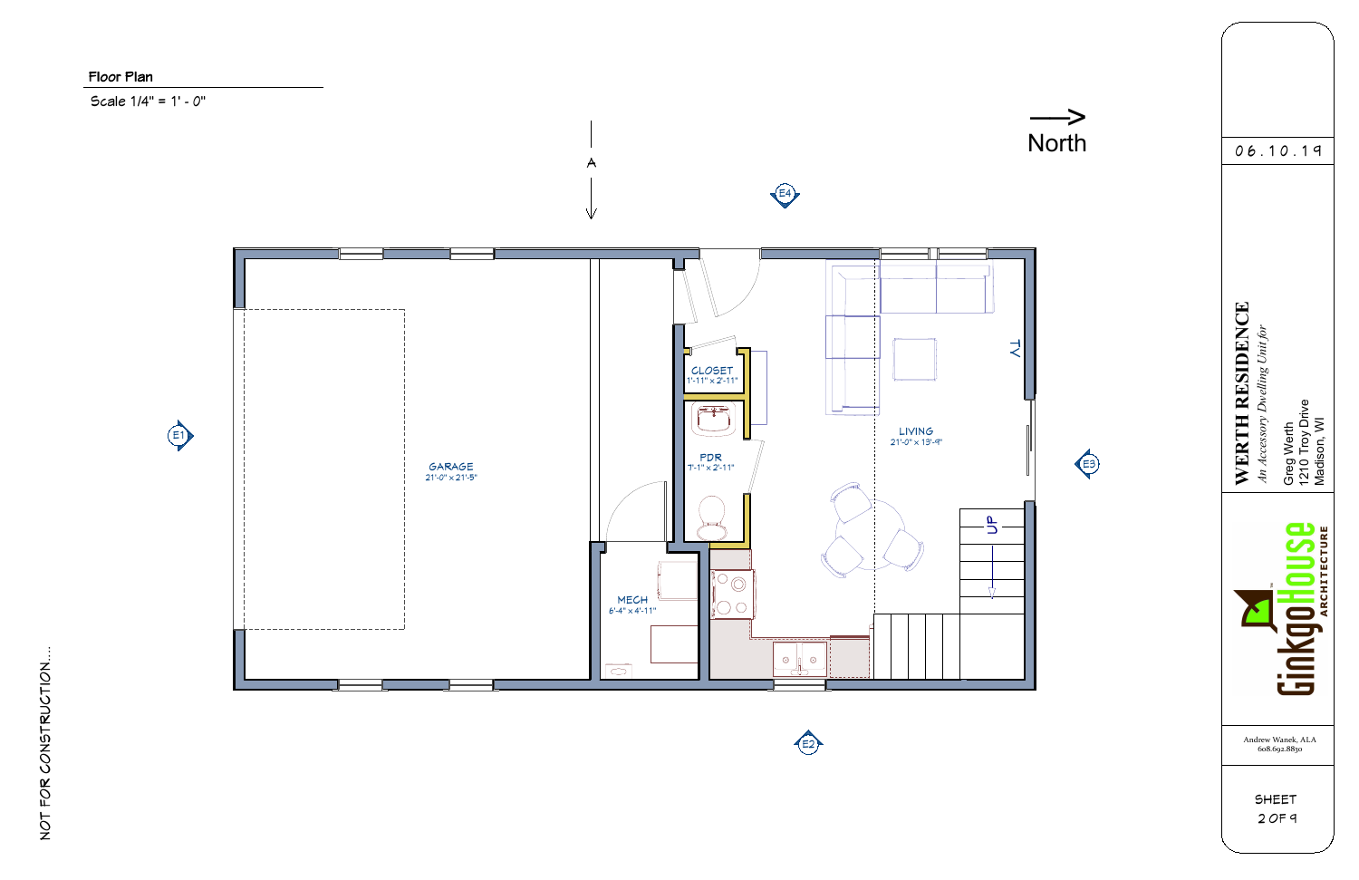**Floor Plan**

Scale 1/4" = 1' - 0"

A

North

E1

E2

E3

E4

GARAGE
21'-0" x 21'-5"

CLOSET
1'-11" x 2'-11"

PDR
7'-1" x 2'-11"

MECH
6'-4" x 4'-11"

LIVING
21'-0" x 13'-9"

TV

UP

NOT FOR CONSTRUCTION....

06.10.19

**WERTH RESIDENCE**

*An Accessory Dwelling Unit for*

Greg Werth
1210 Troy Drive
Madison, WI

GinkgoHouse ARCHITECTURE

Andrew Wanek, ALA
608.692.8830

SHEET
2 OF 9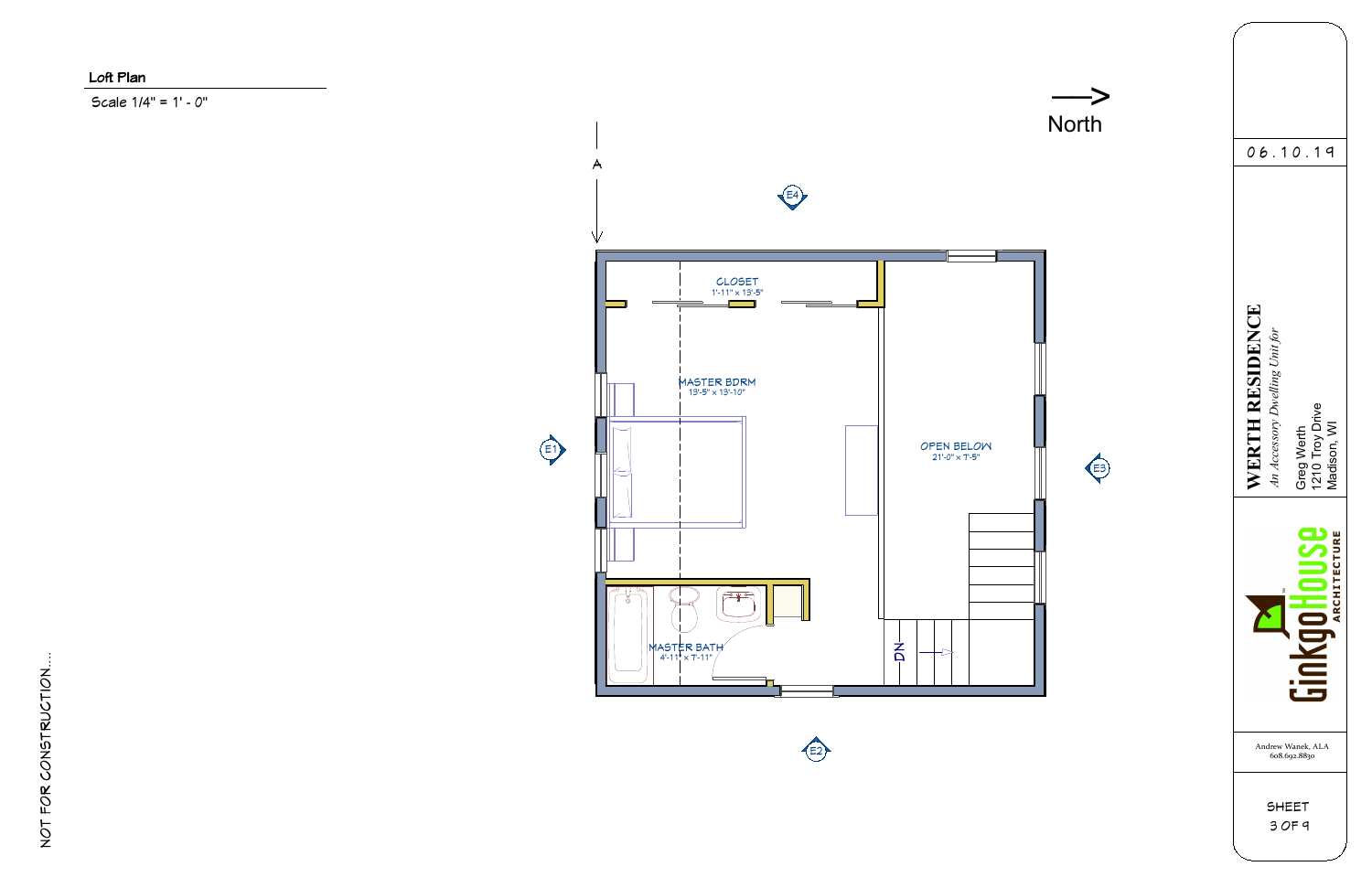## Loft Plan

Scale 1/4" = 1' - 0"

North

A

E4

E1

E3

E2

CLOSET
1'-11" x 13'-5"

MASTER BDRM
13'-5" x 13'-10"

OPEN BELOW
21'-0" x 7'-5"

MASTER BATH
4'-11" x 7'-11"

DN

06.10.19

**WERTH RESIDENCE**

*An Accessory Dwelling Unit for*

Greg Werth
1210 Troy Drive
Madison, WI

GinkgoHouse ARCHITECTURE

Andrew Wanek, ALA
608.692.8830

SHEET
3 OF 9

NOT FOR CONSTRUCTION....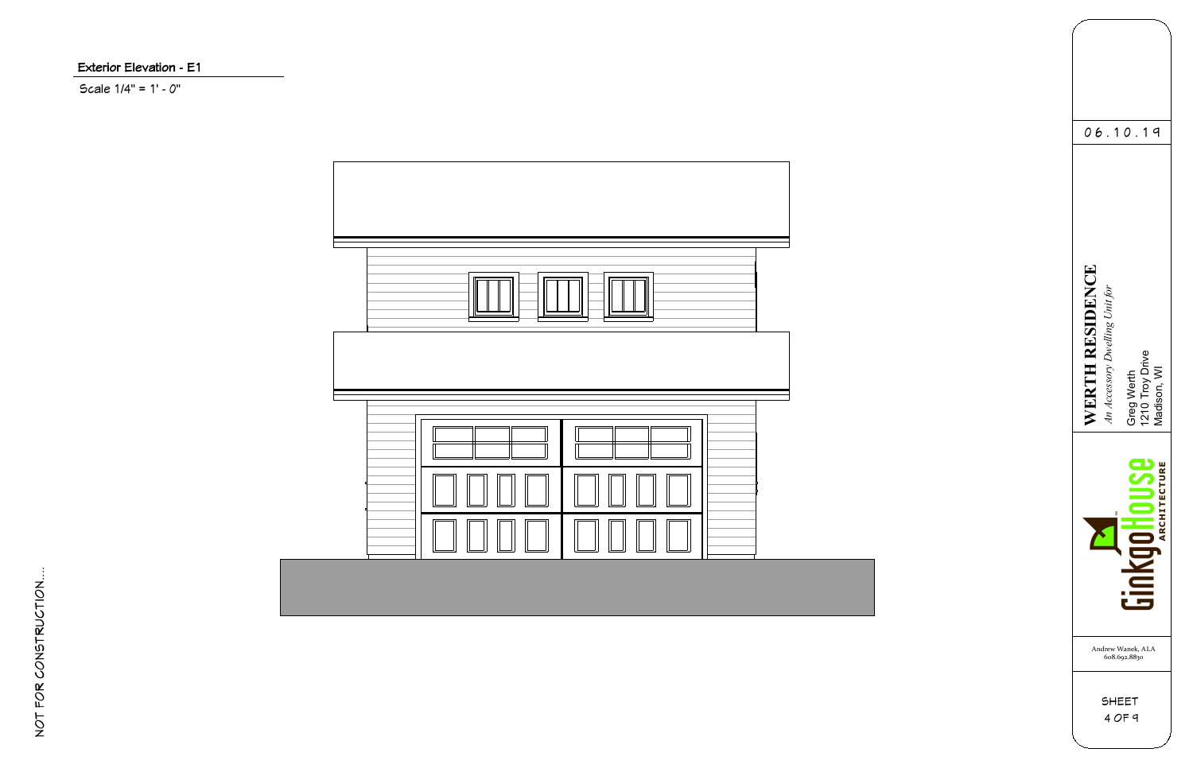**Exterior Elevation - E1**

Scale 1/4" = 1' - 0"

06.10.19

**WERTH RESIDENCE**

*An Accessory Dwelling Unit for*

Greg Werth
1210 Troy Drive
Madison, WI

GinkgoHouse ARCHITECTURE

Andrew Wanek, ALA
608.692.8830

SHEET
4 OF 9

NOT FOR CONSTRUCTION....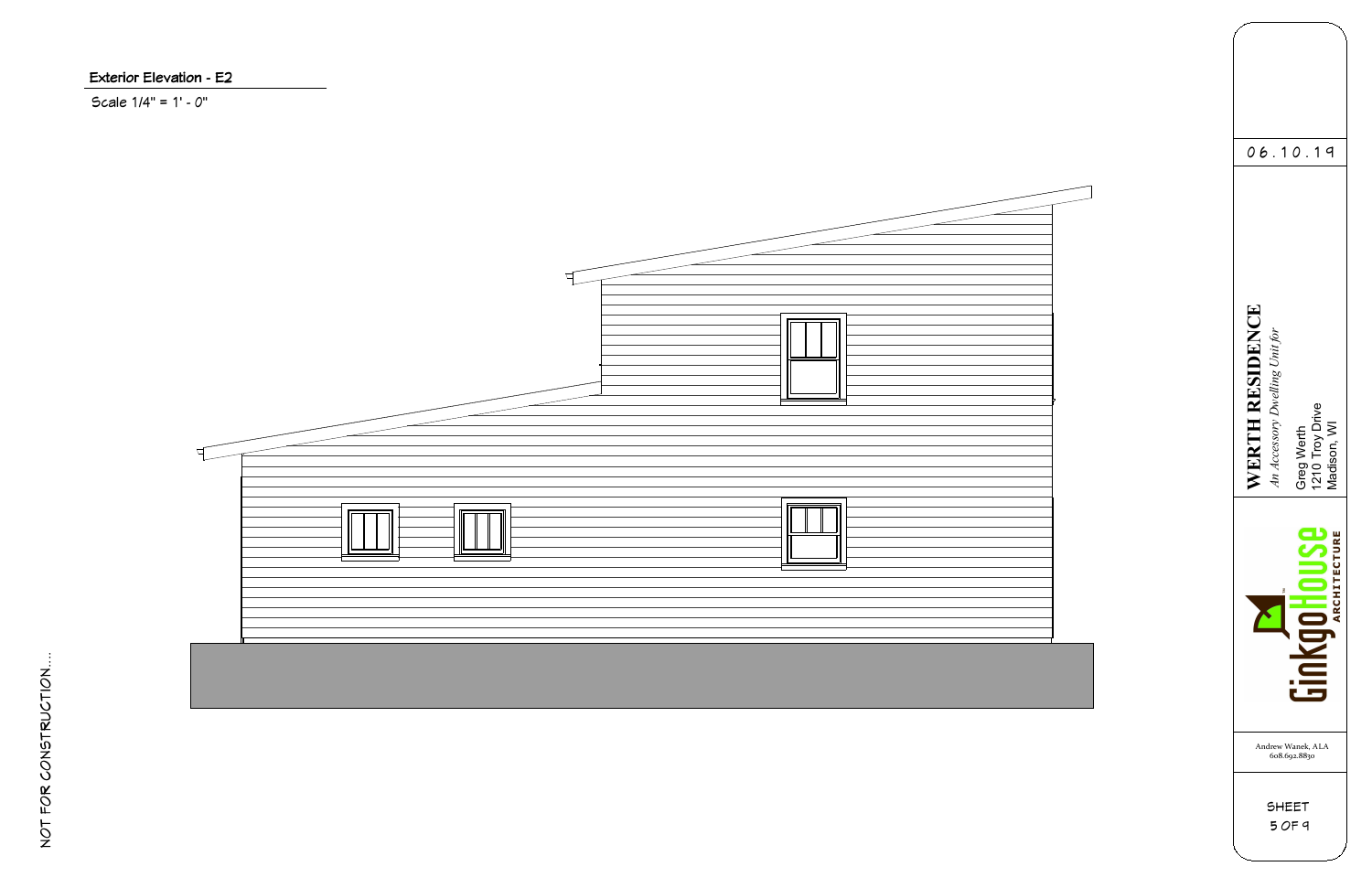## Exterior Elevation - E2

Scale 1/4" = 1' - 0"

NOT FOR CONSTRUCTION....

06.10.19

**WERTH RESIDENCE**

*An Accessory Dwelling Unit for*

Greg Werth
1210 Troy Drive
Madison, WI

GinkgoHouse ARCHITECTURE

Andrew Wanek, ALA
608.692.8830

SHEET
5 OF 9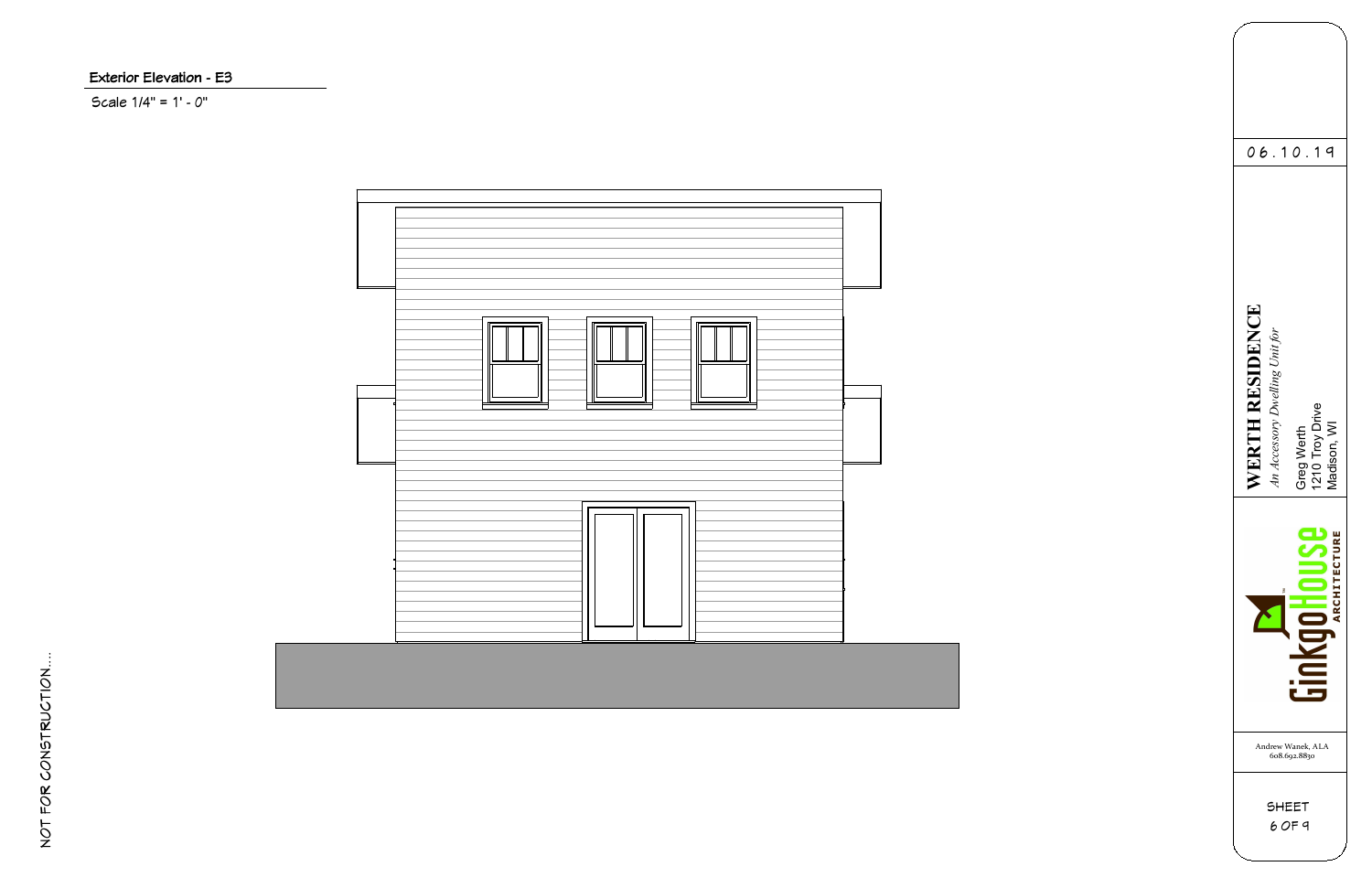## Exterior Elevation - E3

Scale 1/4" = 1' - 0"

NOT FOR CONSTRUCTION....

06.10.19

**WERTH RESIDENCE**

*An Accessory Dwelling Unit for*

Greg Werth
1210 Troy Drive
Madison, WI

GinkgoHouse ARCHITECTURE

Andrew Wanek, ALA
608.692.8830

SHEET
6 OF 9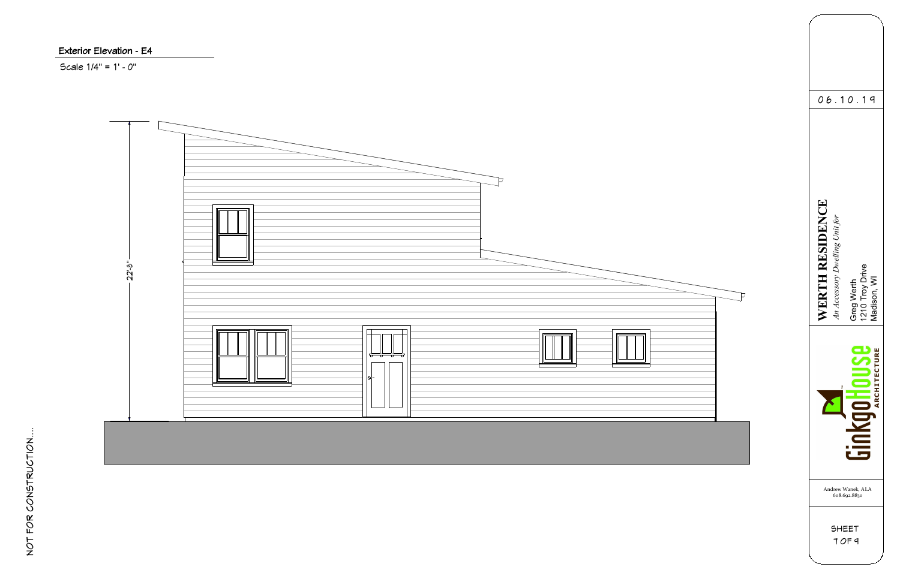## Exterior Elevation - E4

Scale 1/4" = 1' - 0"

22'-8"

06.10.19

**WERTH RESIDENCE**

*An Accessory Dwelling Unit for*

Greg Werth
1210 Troy Drive
Madison, WI

GinkgoHouse ARCHITECTURE

Andrew Wanek, ALA
608.692.8830

SHEET
7 OF 9

NOT FOR CONSTRUCTION....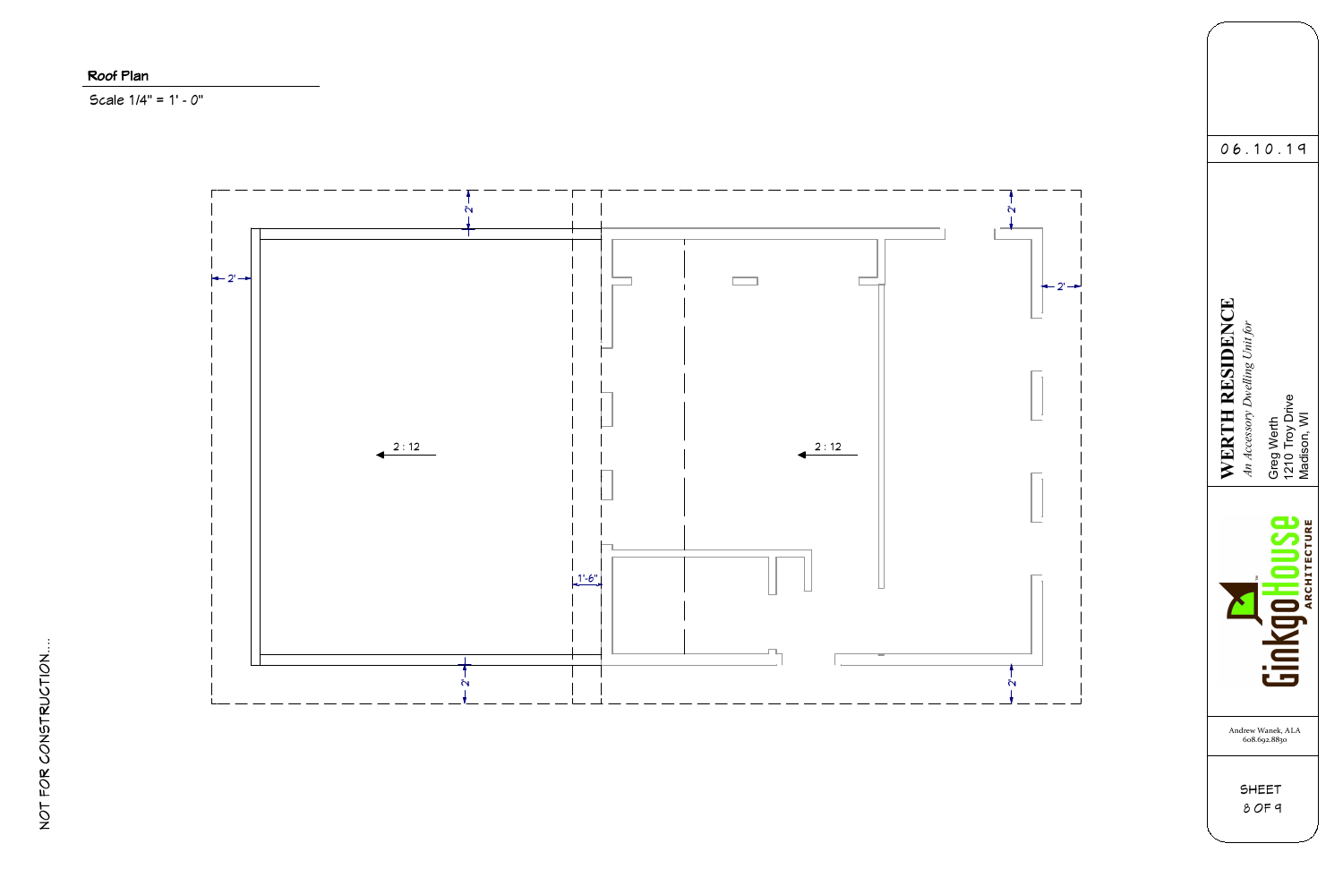## Roof Plan

Scale 1/4" = 1' - 0"

2'

2'

2'

2'

2'

2'

2'

1'-6"

2 : 12

2 : 12

06.10.19

**WERTH RESIDENCE**

*An Accessory Dwelling Unit for*

Greg Werth
1210 Troy Drive
Madison, WI

GinkgoHouse ARCHITECTURE

Andrew Wanek, ALA
608.692.8830

SHEET
8 OF 9

NOT FOR CONSTRUCTION....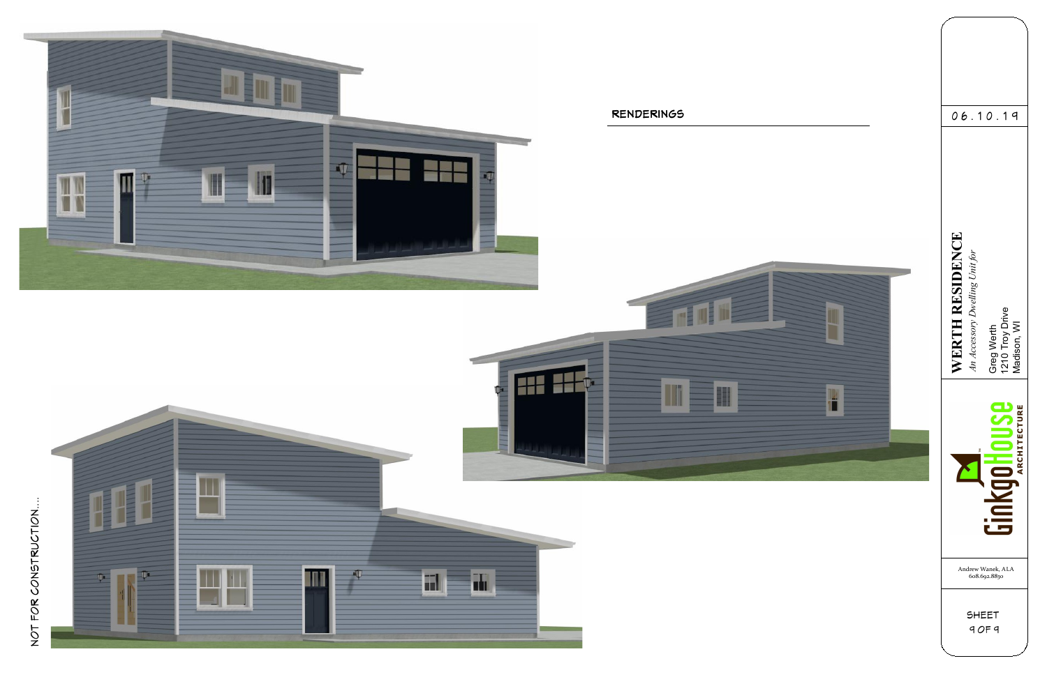## RENDERINGS

06.10.19

**WERTH RESIDENCE**

*An Accessory Dwelling Unit for*

Greg Werth
1210 Troy Drive
Madison, WI

GinkgoHouse ARCHITECTURE

Andrew Wanek, ALA
608.692.8830

SHEET
9 OF 9

NOT FOR CONSTRUCTION...